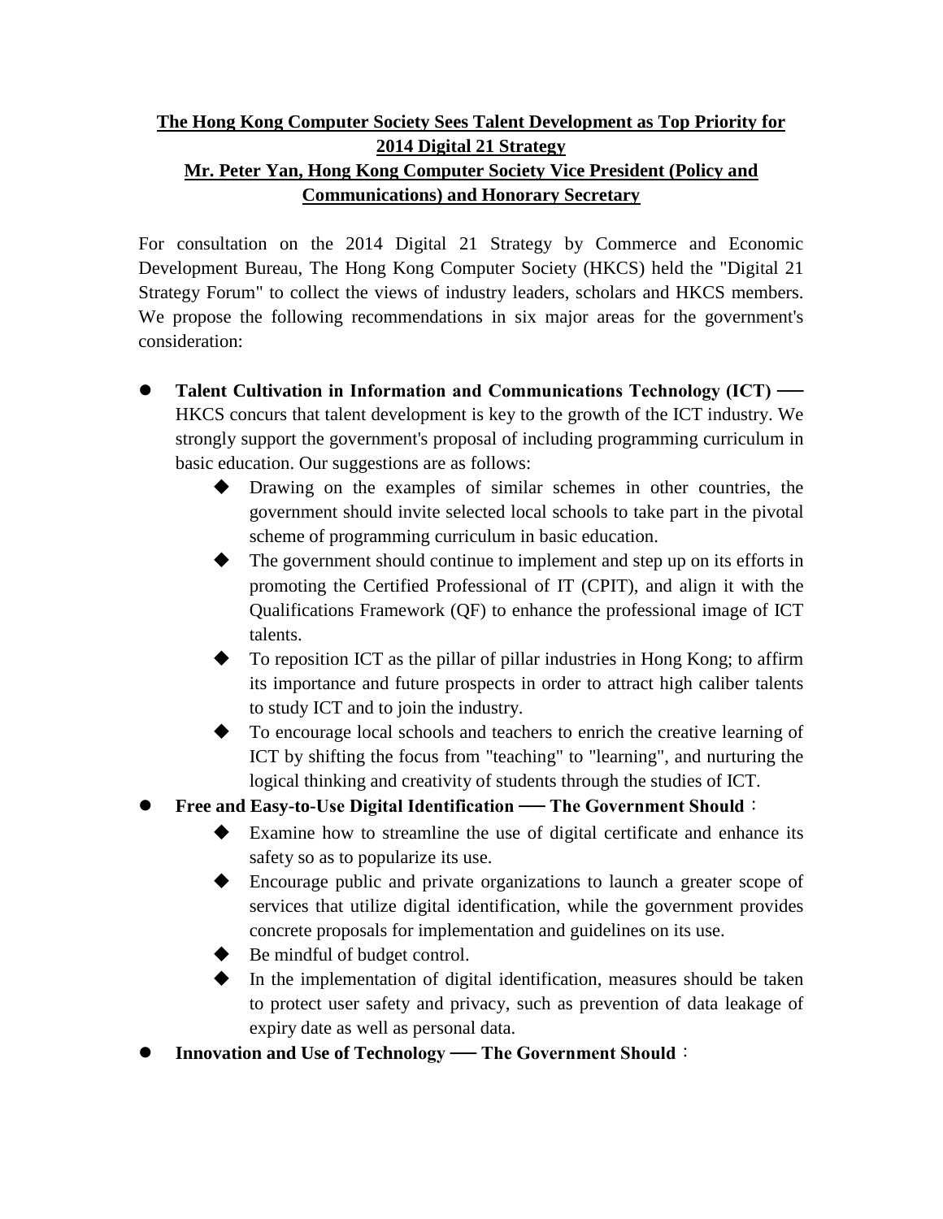**The Hong Kong Computer Society Sees Talent Development as Top Priority for 2014 Digital 21 Strategy**

**Mr. Peter Yan, Hong Kong Computer Society Vice President (Policy and Communications) and Honorary Secretary**

For consultation on the 2014 Digital 21 Strategy by Commerce and Economic Development Bureau, The Hong Kong Computer Society (HKCS) held the "Digital 21 Strategy Forum" to collect the views of industry leaders, scholars and HKCS members. We propose the following recommendations in six major areas for the government's consideration:

- **Talent Cultivation in Information and Communications Technology (ICT) ──** HKCS concurs that talent development is key to the growth of the ICT industry. We strongly support the government's proposal of including programming curriculum in basic education. Our suggestions are as follows:
  - Drawing on the examples of similar schemes in other countries, the government should invite selected local schools to take part in the pivotal scheme of programming curriculum in basic education.
  - The government should continue to implement and step up on its efforts in promoting the Certified Professional of IT (CPIT), and align it with the Qualifications Framework (QF) to enhance the professional image of ICT talents.
  - To reposition ICT as the pillar of pillar industries in Hong Kong; to affirm its importance and future prospects in order to attract high caliber talents to study ICT and to join the industry.
  - To encourage local schools and teachers to enrich the creative learning of ICT by shifting the focus from "teaching" to "learning", and nurturing the logical thinking and creativity of students through the studies of ICT.
- **Free and Easy-to-Use Digital Identification ── The Government Should**：
  - Examine how to streamline the use of digital certificate and enhance its safety so as to popularize its use.
  - Encourage public and private organizations to launch a greater scope of services that utilize digital identification, while the government provides concrete proposals for implementation and guidelines on its use.
  - Be mindful of budget control.
  - In the implementation of digital identification, measures should be taken to protect user safety and privacy, such as prevention of data leakage of expiry date as well as personal data.
- **Innovation and Use of Technology ── The Government Should**：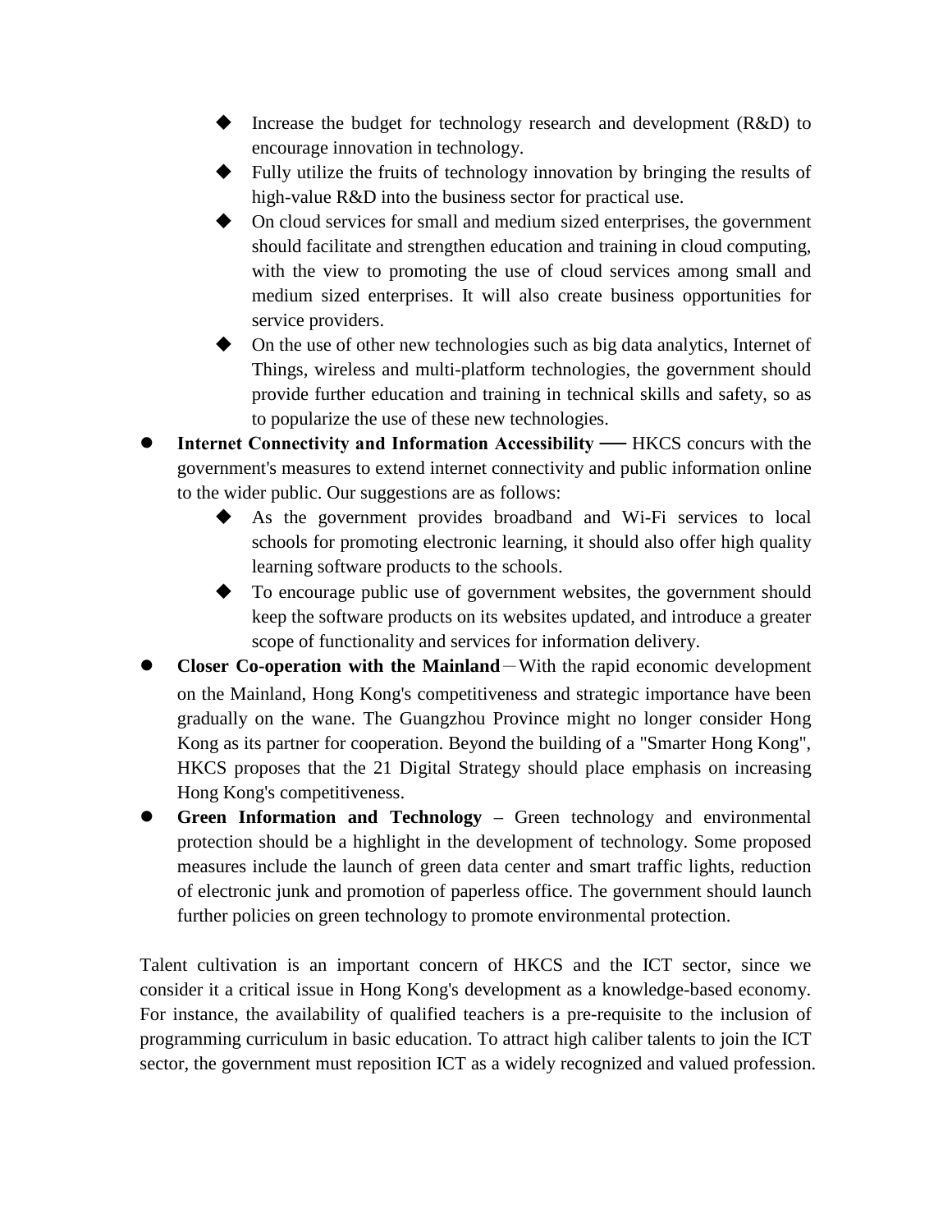- Increase the budget for technology research and development (R&D) to encourage innovation in technology.
  - Fully utilize the fruits of technology innovation by bringing the results of high-value R&D into the business sector for practical use.
  - On cloud services for small and medium sized enterprises, the government should facilitate and strengthen education and training in cloud computing, with the view to promoting the use of cloud services among small and medium sized enterprises. It will also create business opportunities for service providers.
  - On the use of other new technologies such as big data analytics, Internet of Things, wireless and multi-platform technologies, the government should provide further education and training in technical skills and safety, so as to popularize the use of these new technologies.
- **Internet Connectivity and Information Accessibility** ── HKCS concurs with the government's measures to extend internet connectivity and public information online to the wider public. Our suggestions are as follows:
  - As the government provides broadband and Wi-Fi services to local schools for promoting electronic learning, it should also offer high quality learning software products to the schools.
  - To encourage public use of government websites, the government should keep the software products on its websites updated, and introduce a greater scope of functionality and services for information delivery.
- **Closer Co-operation with the Mainland**－With the rapid economic development on the Mainland, Hong Kong's competitiveness and strategic importance have been gradually on the wane. The Guangzhou Province might no longer consider Hong Kong as its partner for cooperation. Beyond the building of a "Smarter Hong Kong", HKCS proposes that the 21 Digital Strategy should place emphasis on increasing Hong Kong's competitiveness.
- **Green Information and Technology** – Green technology and environmental protection should be a highlight in the development of technology. Some proposed measures include the launch of green data center and smart traffic lights, reduction of electronic junk and promotion of paperless office. The government should launch further policies on green technology to promote environmental protection.

Talent cultivation is an important concern of HKCS and the ICT sector, since we consider it a critical issue in Hong Kong's development as a knowledge-based economy. For instance, the availability of qualified teachers is a pre-requisite to the inclusion of programming curriculum in basic education. To attract high caliber talents to join the ICT sector, the government must reposition ICT as a widely recognized and valued profession.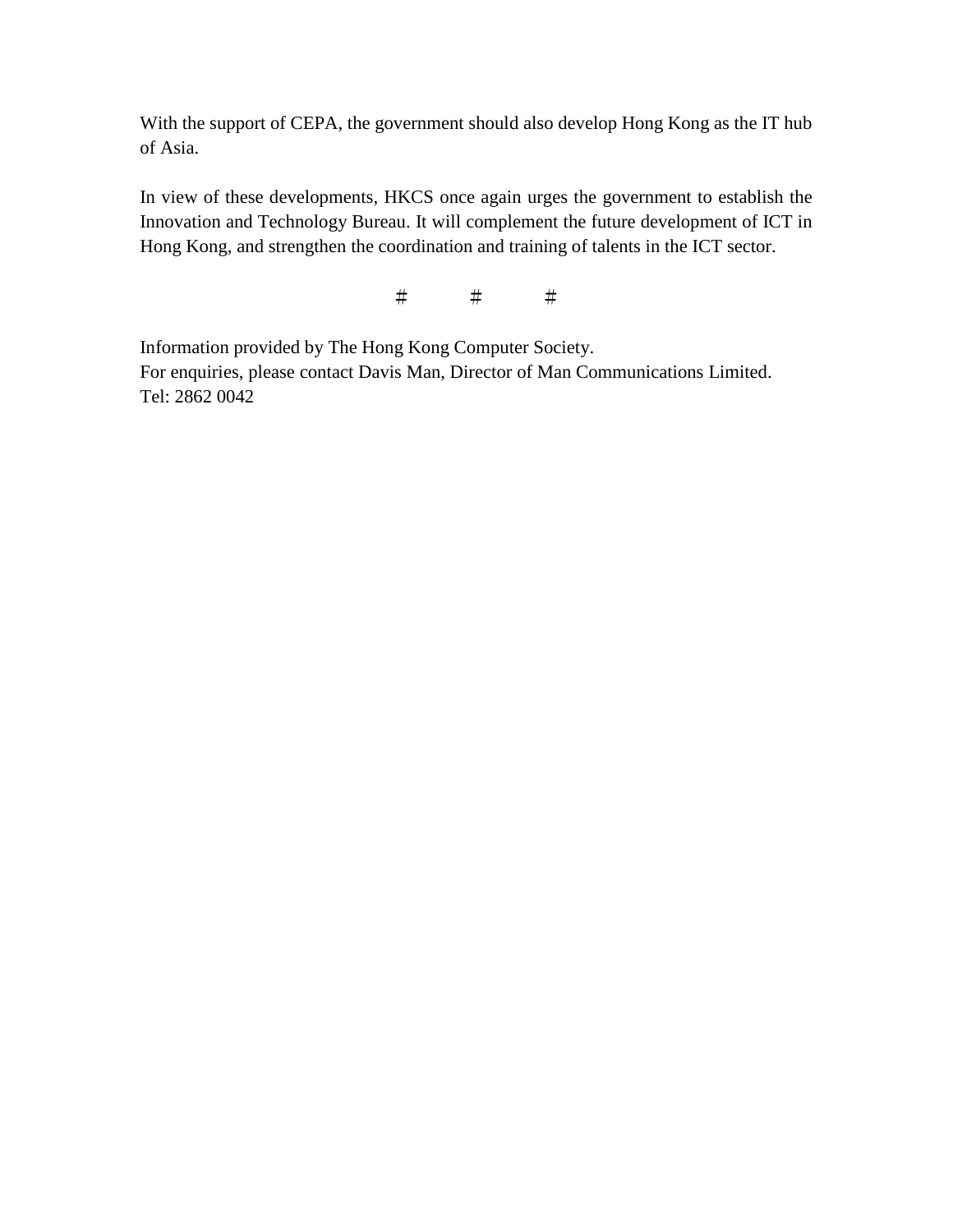With the support of CEPA, the government should also develop Hong Kong as the IT hub of Asia.

In view of these developments, HKCS once again urges the government to establish the Innovation and Technology Bureau. It will complement the future development of ICT in Hong Kong, and strengthen the coordination and training of talents in the ICT sector.

# # #

Information provided by The Hong Kong Computer Society.
For enquiries, please contact Davis Man, Director of Man Communications Limited.
Tel: 2862 0042